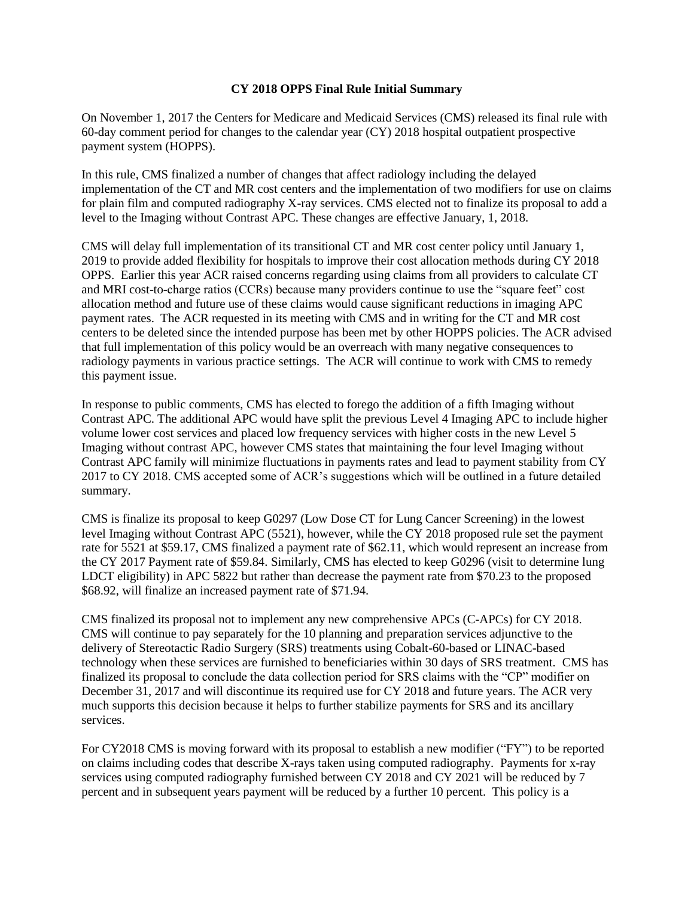# CY 2018 OPPS Final Rule Initial Summary

On November 1, 2017 the Centers for Medicare and Medicaid Services (CMS) released its final rule with 60-day comment period for changes to the calendar year (CY) 2018 hospital outpatient prospective payment system (HOPPS).

In this rule, CMS finalized a number of changes that affect radiology including the delayed implementation of the CT and MR cost centers and the implementation of two modifiers for use on claims for plain film and computed radiography X-ray services. CMS elected not to finalize its proposal to add a level to the Imaging without Contrast APC. These changes are effective January, 1, 2018.

CMS will delay full implementation of its transitional CT and MR cost center policy until January 1, 2019 to provide added flexibility for hospitals to improve their cost allocation methods during CY 2018 OPPS. Earlier this year ACR raised concerns regarding using claims from all providers to calculate CT and MRI cost-to-charge ratios (CCRs) because many providers continue to use the "square feet" cost allocation method and future use of these claims would cause significant reductions in imaging APC payment rates. The ACR requested in its meeting with CMS and in writing for the CT and MR cost centers to be deleted since the intended purpose has been met by other HOPPS policies. The ACR advised that full implementation of this policy would be an overreach with many negative consequences to radiology payments in various practice settings. The ACR will continue to work with CMS to remedy this payment issue.

In response to public comments, CMS has elected to forego the addition of a fifth Imaging without Contrast APC. The additional APC would have split the previous Level 4 Imaging APC to include higher volume lower cost services and placed low frequency services with higher costs in the new Level 5 Imaging without contrast APC, however CMS states that maintaining the four level Imaging without Contrast APC family will minimize fluctuations in payments rates and lead to payment stability from CY 2017 to CY 2018. CMS accepted some of ACR's suggestions which will be outlined in a future detailed summary.

CMS is finalize its proposal to keep G0297 (Low Dose CT for Lung Cancer Screening) in the lowest level Imaging without Contrast APC (5521), however, while the CY 2018 proposed rule set the payment rate for 5521 at $59.17, CMS finalized a payment rate of $62.11, which would represent an increase from the CY 2017 Payment rate of $59.84. Similarly, CMS has elected to keep G0296 (visit to determine lung LDCT eligibility) in APC 5822 but rather than decrease the payment rate from $70.23 to the proposed $68.92, will finalize an increased payment rate of $71.94.

CMS finalized its proposal not to implement any new comprehensive APCs (C-APCs) for CY 2018. CMS will continue to pay separately for the 10 planning and preparation services adjunctive to the delivery of Stereotactic Radio Surgery (SRS) treatments using Cobalt-60-based or LINAC-based technology when these services are furnished to beneficiaries within 30 days of SRS treatment. CMS has finalized its proposal to conclude the data collection period for SRS claims with the "CP" modifier on December 31, 2017 and will discontinue its required use for CY 2018 and future years. The ACR very much supports this decision because it helps to further stabilize payments for SRS and its ancillary services.

For CY2018 CMS is moving forward with its proposal to establish a new modifier ("FY") to be reported on claims including codes that describe X-rays taken using computed radiography. Payments for x-ray services using computed radiography furnished between CY 2018 and CY 2021 will be reduced by 7 percent and in subsequent years payment will be reduced by a further 10 percent. This policy is a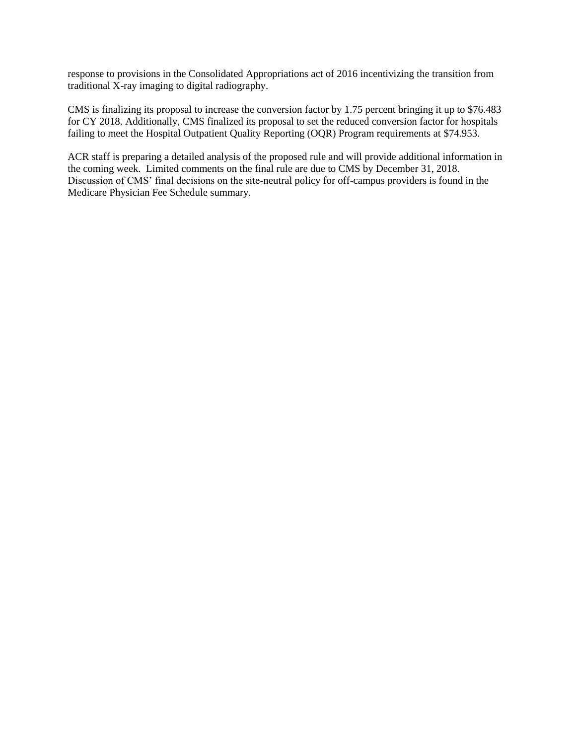response to provisions in the Consolidated Appropriations act of 2016 incentivizing the transition from traditional X-ray imaging to digital radiography.

CMS is finalizing its proposal to increase the conversion factor by 1.75 percent bringing it up to $76.483 for CY 2018. Additionally, CMS finalized its proposal to set the reduced conversion factor for hospitals failing to meet the Hospital Outpatient Quality Reporting (OQR) Program requirements at $74.953.

ACR staff is preparing a detailed analysis of the proposed rule and will provide additional information in the coming week. Limited comments on the final rule are due to CMS by December 31, 2018. Discussion of CMS' final decisions on the site-neutral policy for off-campus providers is found in the Medicare Physician Fee Schedule summary.